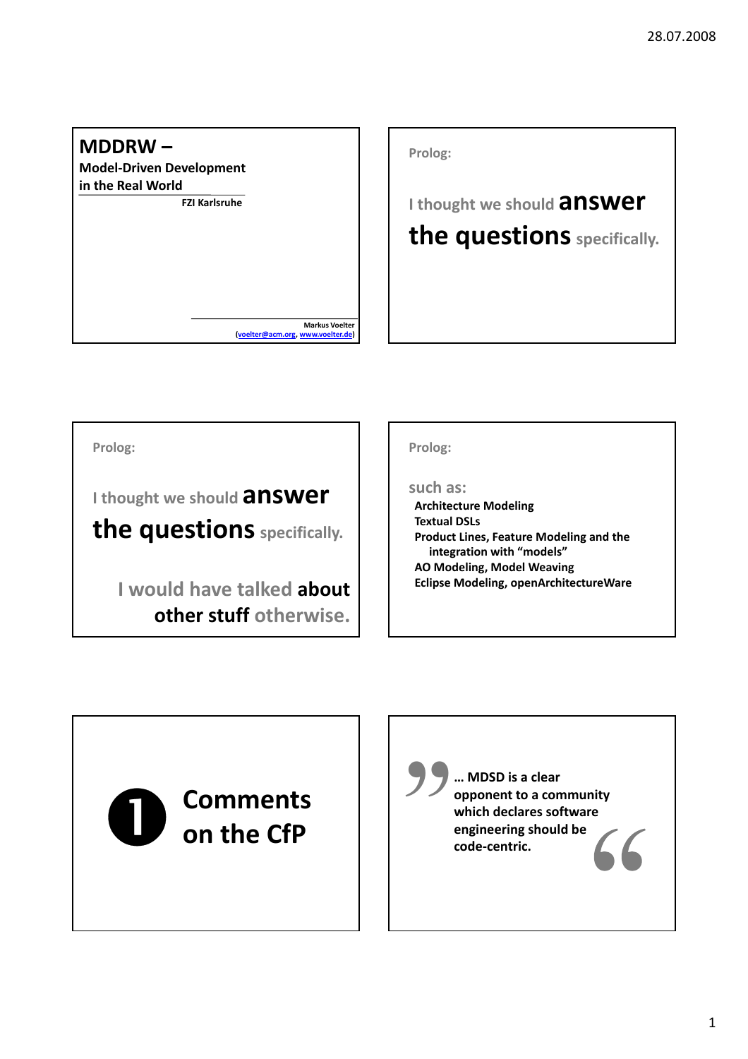# MDDRW – Model-Driven Development in the Real World

FZI Karlsruhe

Markus Voelter
(voelter@acm.org, www.voelter.de)

---

Prolog:

I thought we should **answer the questions** specifically.

---

Prolog:

I thought we should **answer the questions** specifically.

I would have talked **about other stuff** otherwise.

---

Prolog:

such as:

- Architecture Modeling
- Textual DSLs
- Product Lines, Feature Modeling and the integration with "models"
- AO Modeling, Model Weaving
- Eclipse Modeling, openArchitectureWare

---

## ❶ Comments on the CfP

---

> **… MDSD is a clear opponent to a community which declares software engineering should be code-centric.**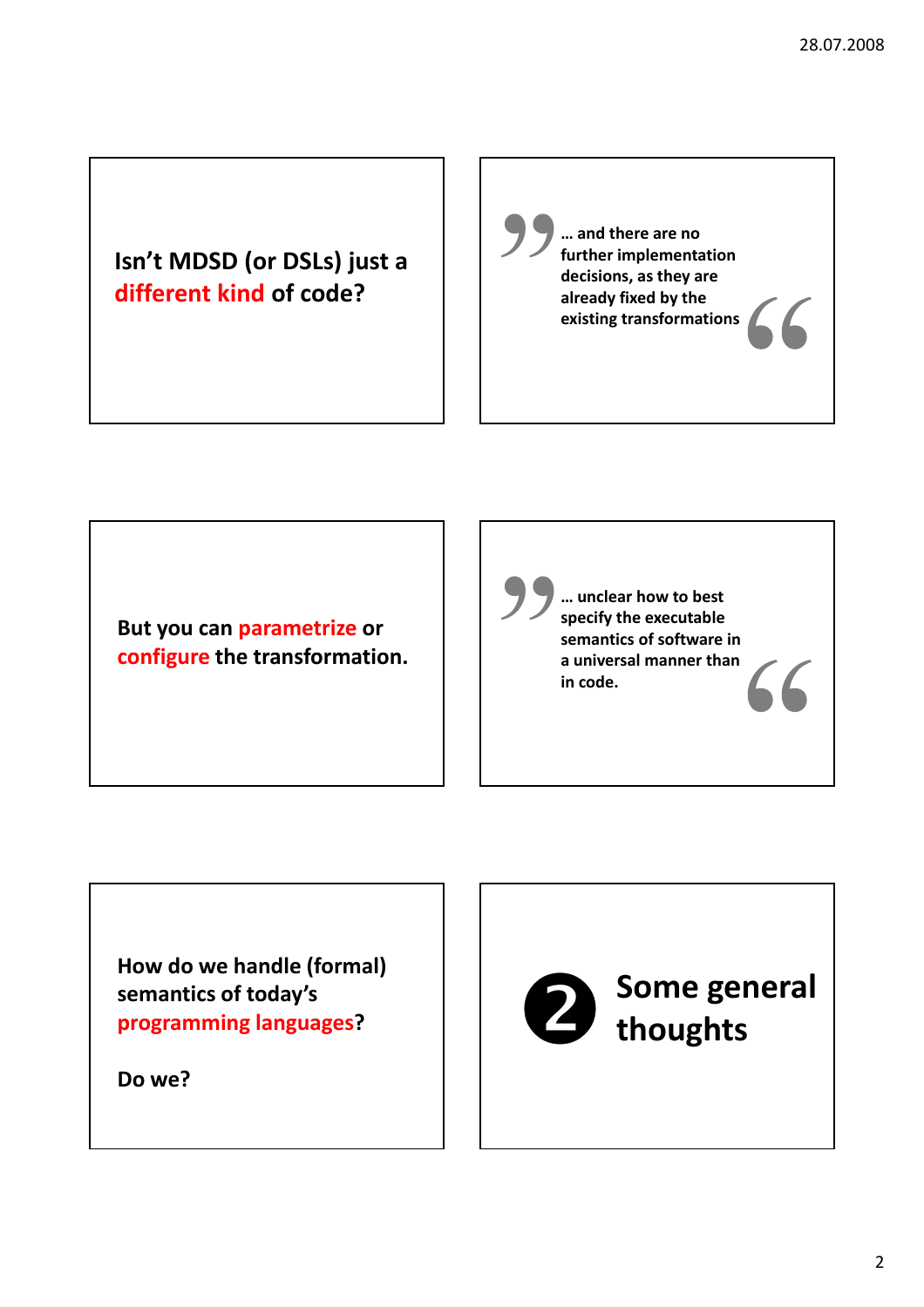**Isn't MDSD (or DSLs) just a different kind of code?**

> **… and there are no further implementation decisions, as they are already fixed by the existing transformations**

**But you can parametrize or configure the transformation.**

> **… unclear how to best specify the executable semantics of software in a universal manner than in code.**

**How do we handle (formal) semantics of today's programming languages?**

**Do we?**

## ❷ Some general thoughts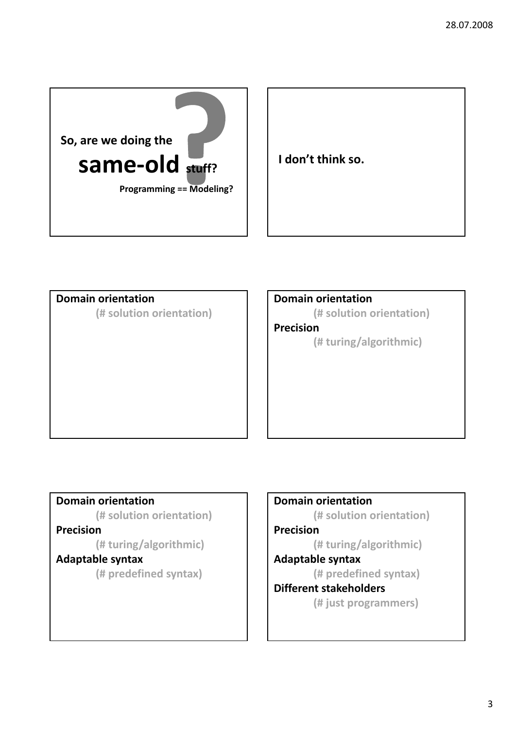So, are we doing the

**same-old** stuff?

Programming == Modeling?

---

I don't think so.

---

**Domain orientation**

(# solution orientation)

---

**Domain orientation**

(# solution orientation)

**Precision**

(# turing/algorithmic)

---

**Domain orientation**

(# solution orientation)

**Precision**

(# turing/algorithmic)

**Adaptable syntax**

(# predefined syntax)

---

**Domain orientation**

(# solution orientation)

**Precision**

(# turing/algorithmic)

**Adaptable syntax**

(# predefined syntax)

**Different stakeholders**

(# just programmers)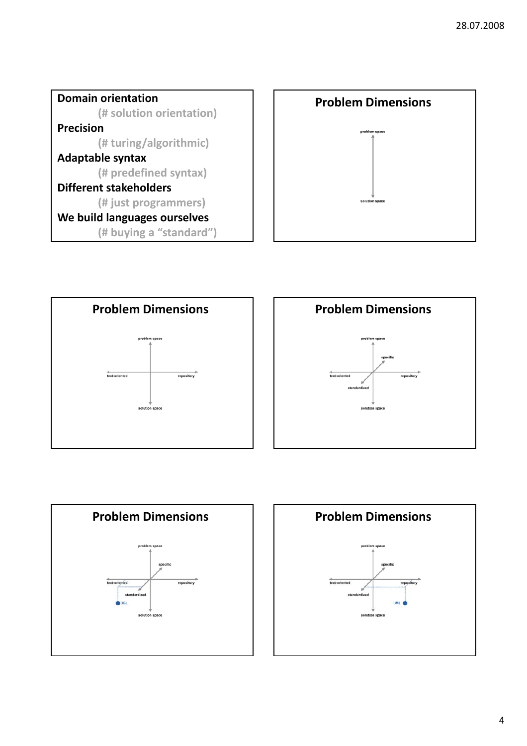**Domain orientation**

(# solution orientation)

**Precision**

(# turing/algorithmic)

**Adaptable syntax**

(# predefined syntax)

**Different stakeholders**

(# just programmers)

**We build languages ourselves**

(# buying a "standard")

## Problem Dimensions

problem space

solution space

## Problem Dimensions

problem space

text-oriented

repository

solution space

## Problem Dimensions

problem space

specific

text-oriented

repository

standardized

solution space

## Problem Dimensions

problem space

specific

text-oriented

repository

standardized

3GL

solution space

## Problem Dimensions

problem space

specific

text-oriented

repository

standardized

UML

solution space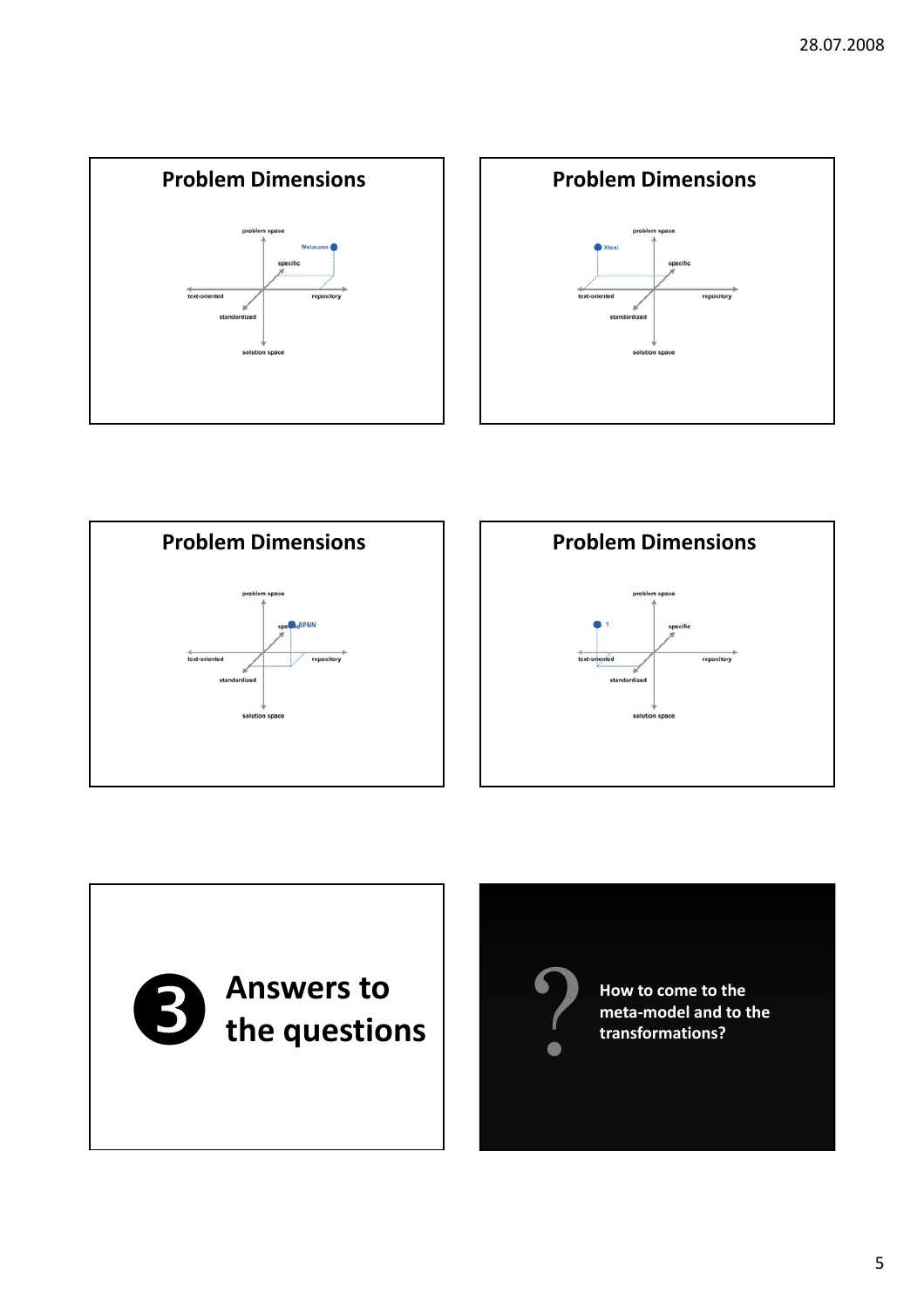## Problem Dimensions

problem space

Metacase

specific

text-oriented

repository

standardized

solution space

## Problem Dimensions

problem space

Xtext

specific

text-oriented

repository

standardized

solution space

## Problem Dimensions

problem space

BPMN

specific

text-oriented

repository

standardized

solution space

## Problem Dimensions

problem space

?

specific

text-oriented

repository

standardized

solution space

# ❸ Answers to the questions

**How to come to the meta-model and to the transformations?**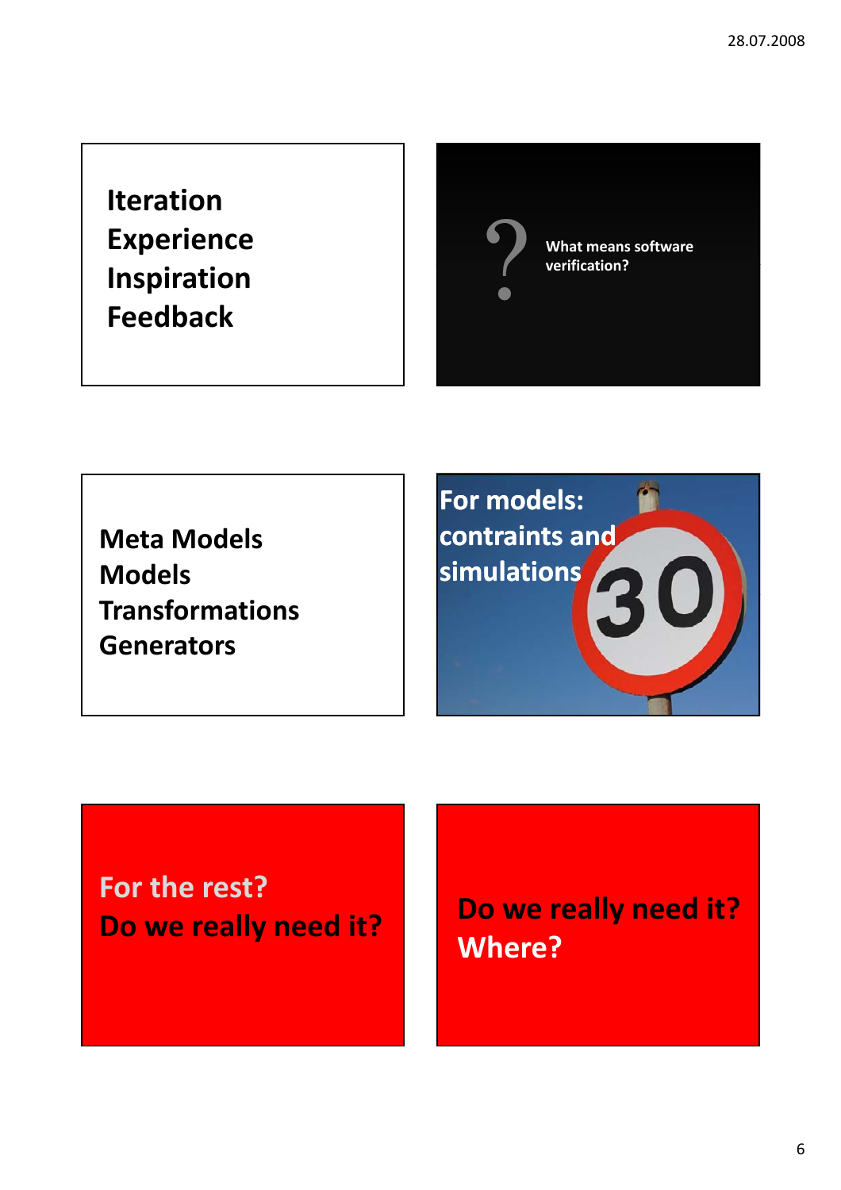Iteration
Experience
Inspiration
Feedback

?

What means software verification?

Meta Models
Models
Transformations
Generators

For models:
contraints and
simulations

30

For the rest?
Do we really need it?

Do we really need it?
Where?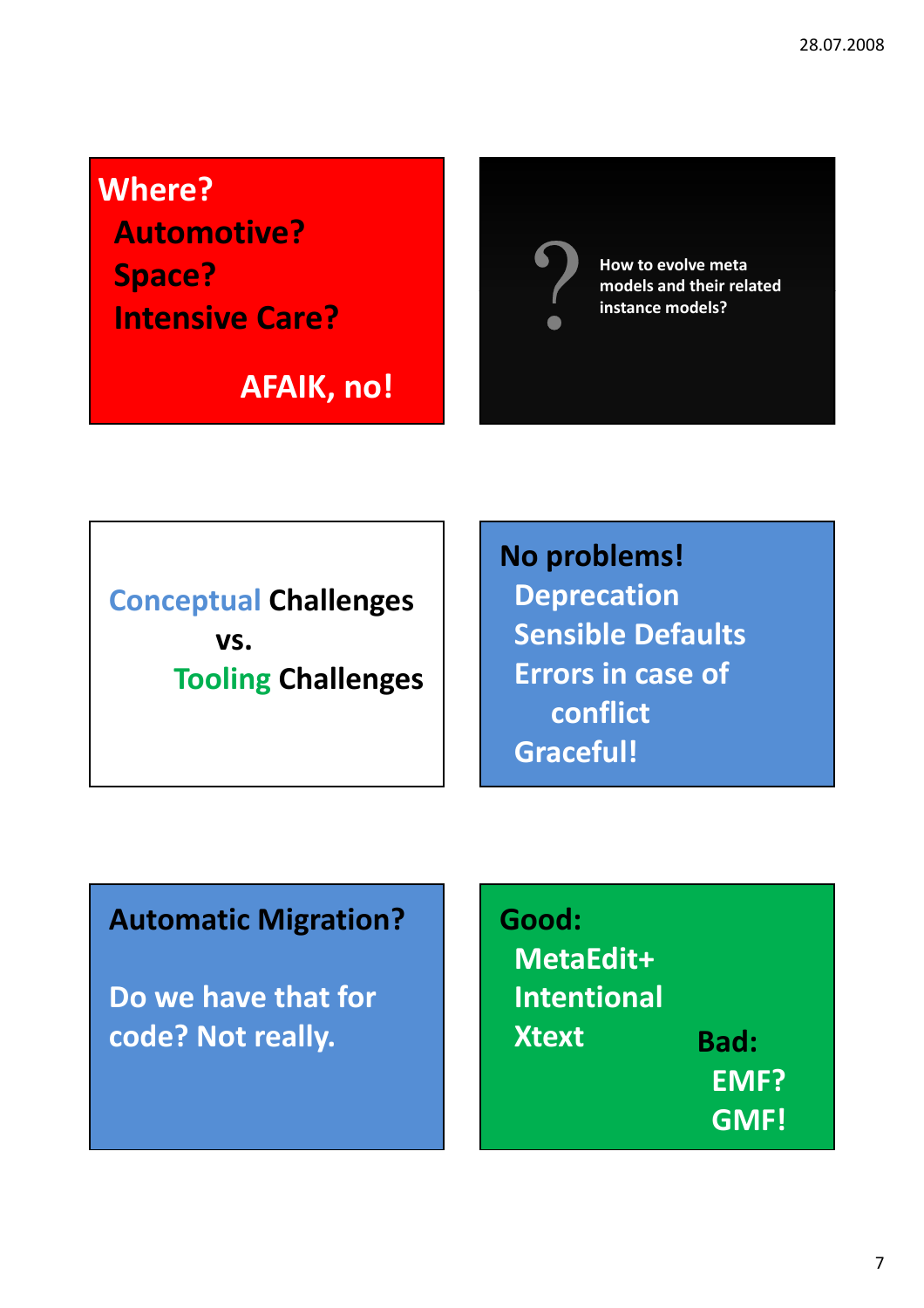**Where?**

- Automotive?
- Space?
- Intensive Care?

**AFAIK, no!**

---

? How to evolve meta models and their related instance models?

---

Conceptual Challenges

vs.

Tooling Challenges

---

**No problems!**

- Deprecation
- Sensible Defaults
- Errors in case of conflict
- Graceful!

---

**Automatic Migration?**

Do we have that for code? Not really.

---

**Good:**

- MetaEdit+
- Intentional
- Xtext

**Bad:**

- EMF?
- GMF!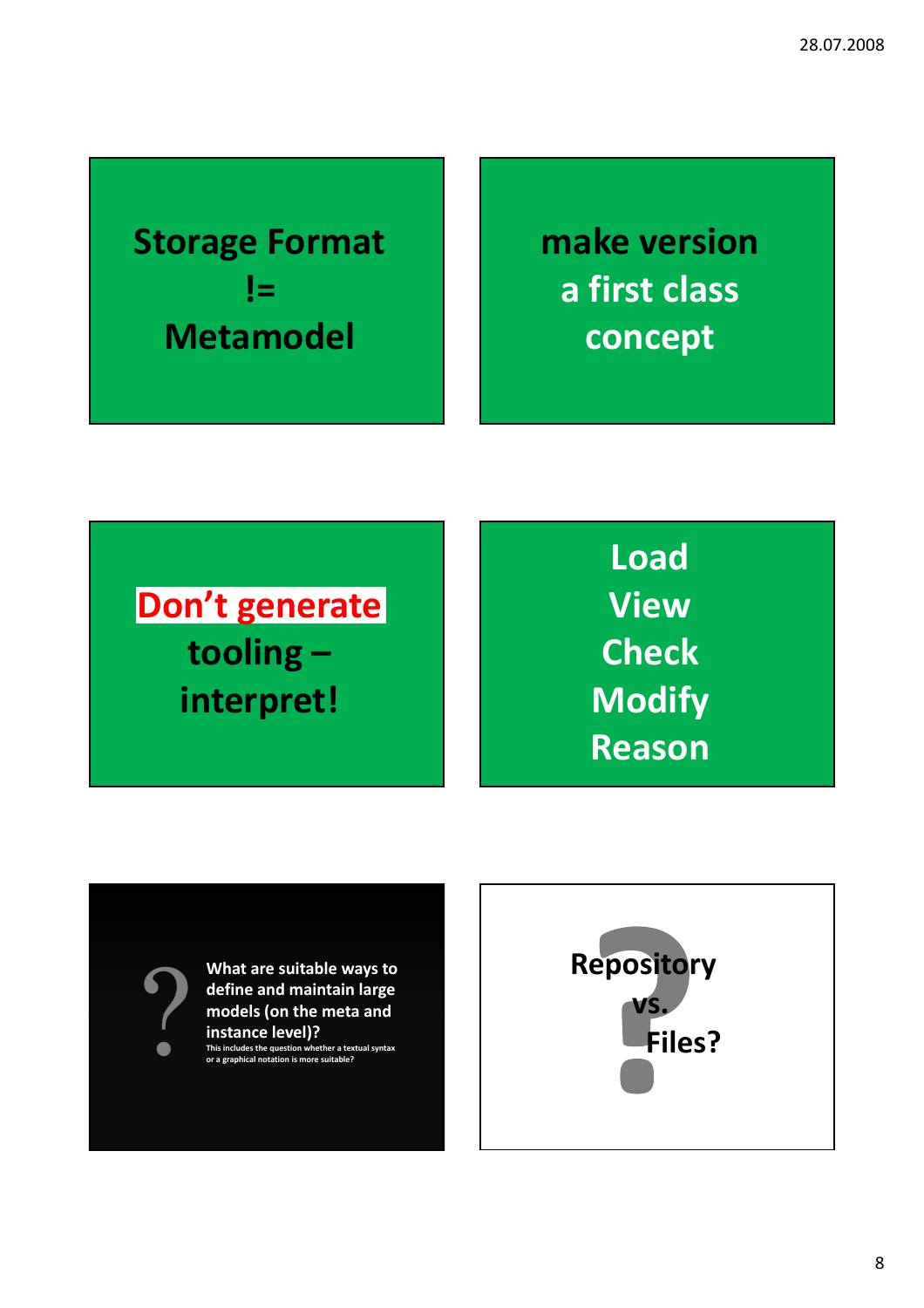Storage Format
!=
Metamodel

make version
a first class
concept

**Don't generate**
tooling –
interpret!

Load
View
Check
Modify
Reason

?

What are suitable ways to define and maintain large models (on the meta and instance level)?

This includes the question whether a textual syntax or a graphical notation is more suitable?

Repository
vs.
Files?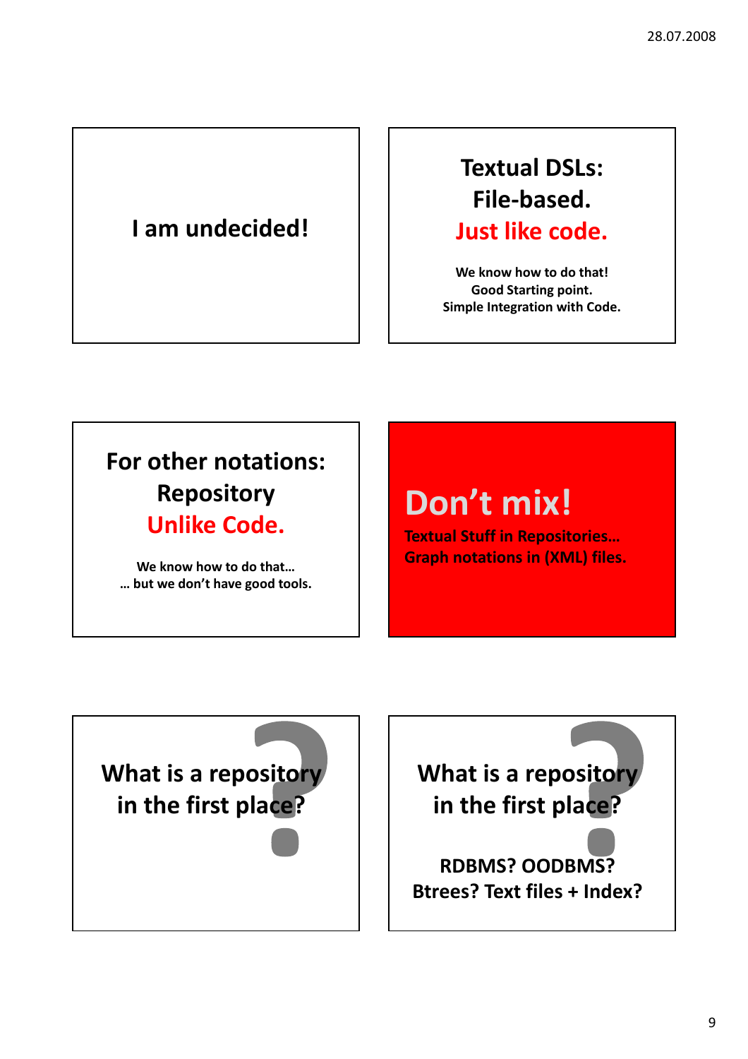I am undecided!

---

**Textual DSLs:**
**File-based.**
**Just like code.**

We know how to do that!
Good Starting point.
Simple Integration with Code.

---

**For other notations:**
**Repository**
**Unlike Code.**

We know how to do that…
… but we don't have good tools.

---

**Don't mix!**

Textual Stuff in Repositories…
Graph notations in (XML) files.

---

What is a repository in the first place?

---

What is a repository in the first place?

RDBMS? OODBMS?
Btrees? Text files + Index?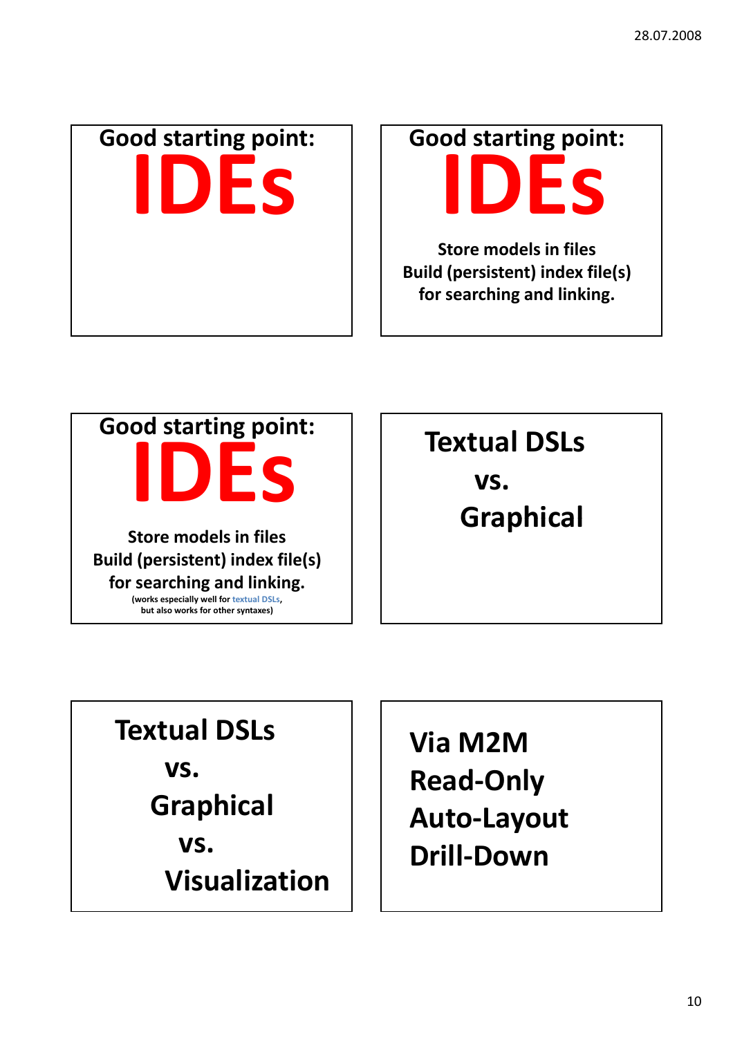Good starting point:

# IDEs

---

Good starting point:

# IDEs

Store models in files
Build (persistent) index file(s)
for searching and linking.

---

Good starting point:

# IDEs

Store models in files
Build (persistent) index file(s)
for searching and linking.
(works especially well for textual DSLs,
but also works for other syntaxes)

---

## Textual DSLs
## vs.
## Graphical

---

## Textual DSLs
## vs.
## Graphical
## vs.
## Visualization

---

## Via M2M
## Read-Only
## Auto-Layout
## Drill-Down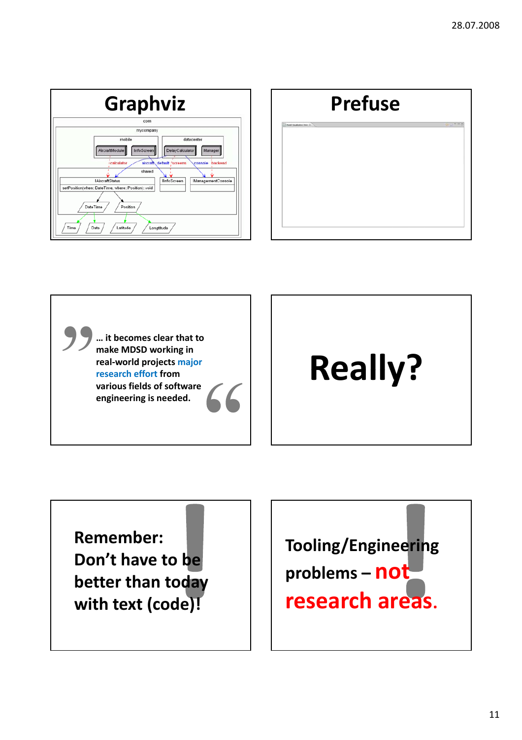## Graphviz

## Prefuse

"… it becomes clear that to make MDSD working in real-world projects **major research effort** from various fields of software engineering is needed."

# Really?

**Remember: Don't have to be better than today with text (code)!**

**Tooling/Engineering problems – not research areas.**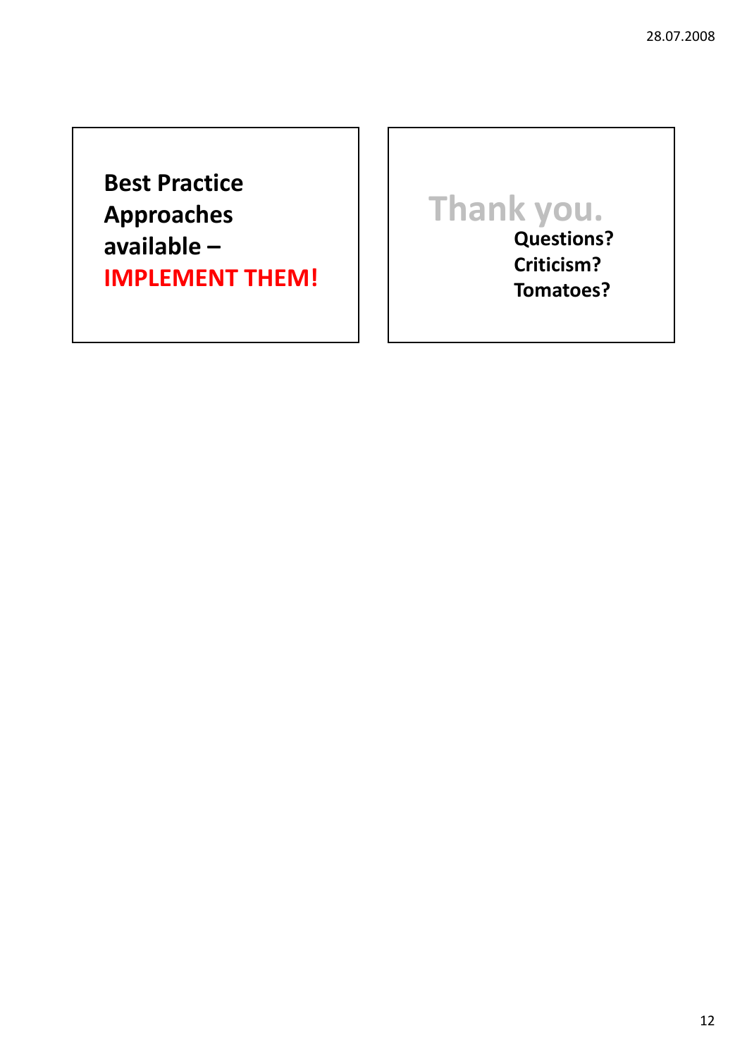**Best Practice Approaches available – IMPLEMENT THEM!**

Thank you.

**Questions?**
**Criticism?**
**Tomatoes?**